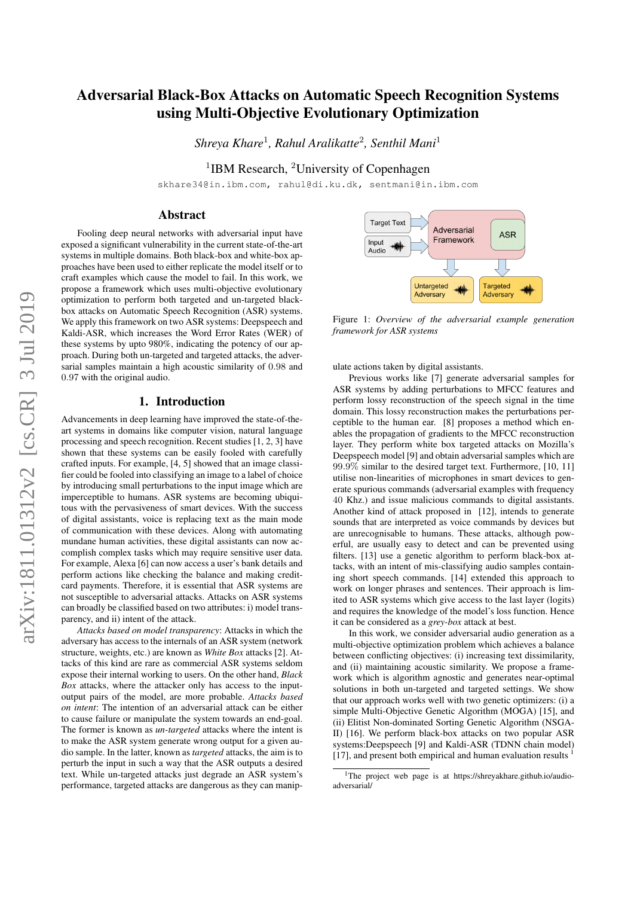# Adversarial Black-Box Attacks on Automatic Speech Recognition Systems using Multi-Objective Evolutionary Optimization

*Shreya Khare*[1], *Rahul Aralikatte*[2], *Senthil Mani*[1]

[1]IBM Research, [2]University of Copenhagen

skhare34@in.ibm.com, rahul@di.ku.dk, sentmani@in.ibm.com

## Abstract

Fooling deep neural networks with adversarial input have exposed a significant vulnerability in the current state-of-the-art systems in multiple domains. Both black-box and white-box approaches have been used to either replicate the model itself or to craft examples which cause the model to fail. In this work, we propose a framework which uses multi-objective evolutionary optimization to perform both targeted and un-targeted black-box attacks on Automatic Speech Recognition (ASR) systems. We apply this framework on two ASR systems: Deepspeech and Kaldi-ASR, which increases the Word Error Rates (WER) of these systems by upto 980%, indicating the potency of our approach. During both un-targeted and targeted attacks, the adversarial samples maintain a high acoustic similarity of 0.98 and 0.97 with the original audio.

## 1. Introduction

Advancements in deep learning have improved the state-of-the-art systems in domains like computer vision, natural language processing and speech recognition. Recent studies [1, 2, 3] have shown that these systems can be easily fooled with carefully crafted inputs. For example, [4, 5] showed that an image classifier could be fooled into classifying an image to a label of choice by introducing small perturbations to the input image which are imperceptible to humans. ASR systems are becoming ubiquitous with the pervasiveness of smart devices. With the success of digital assistants, voice is replacing text as the main mode of communication with these devices. Along with automating mundane human activities, these digital assistants can now accomplish complex tasks which may require sensitive user data. For example, Alexa [6] can now access a user's bank details and perform actions like checking the balance and making credit-card payments. Therefore, it is essential that ASR systems are not susceptible to adversarial attacks. Attacks on ASR systems can broadly be classified based on two attributes: i) model transparency, and ii) intent of the attack.

*Attacks based on model transparency*: Attacks in which the adversary has access to the internals of an ASR system (network structure, weights, etc.) are known as *White Box* attacks [2]. Attacks of this kind are rare as commercial ASR systems seldom expose their internal working to users. On the other hand, *Black Box* attacks, where the attacker only has access to the input-output pairs of the model, are more probable. *Attacks based on intent*: The intention of an adversarial attack can be either to cause failure or manipulate the system towards an end-goal. The former is known as *un-targeted* attacks where the intent is to make the ASR system generate wrong output for a given audio sample. In the latter, known as *targeted* attacks, the aim is to perturb the input in such a way that the ASR outputs a desired text. While un-targeted attacks just degrade an ASR system's performance, targeted attacks are dangerous as they can manipulate actions taken by digital assistants.

Figure 1: *Overview of the adversarial example generation framework for ASR systems*

Previous works like [7] generate adversarial samples for ASR systems by adding perturbations to MFCC features and perform lossy reconstruction of the speech signal in the time domain. This lossy reconstruction makes the perturbations perceptible to the human ear. [8] proposes a method which enables the propagation of gradients to the MFCC reconstruction layer. They perform white box targeted attacks on Mozilla's Deepspeech model [9] and obtain adversarial samples which are $99.9\%$ similar to the desired target text. Furthermore, [10, 11] utilise non-linearities of microphones in smart devices to generate spurious commands (adversarial examples with frequency $40$ Khz.) and issue malicious commands to digital assistants. Another kind of attack proposed in [12], intends to generate sounds that are interpreted as voice commands by devices but are unrecognisable to humans. These attacks, although powerful, are usually easy to detect and can be prevented using filters. [13] use a genetic algorithm to perform black-box attacks, with an intent of mis-classifying audio samples containing short speech commands. [14] extended this approach to work on longer phrases and sentences. Their approach is limited to ASR systems which give access to the last layer (logits) and requires the knowledge of the model's loss function. Hence it can be considered as a *grey-box* attack at best.

In this work, we consider adversarial audio generation as a multi-objective optimization problem which achieves a balance between conflicting objectives: (i) increasing text dissimilarity, and (ii) maintaining acoustic similarity. We propose a framework which is algorithm agnostic and generates near-optimal solutions in both un-targeted and targeted settings. We show that our approach works well with two genetic optimizers: (i) a simple Multi-Objective Genetic Algorithm (MOGA) [15], and (ii) Elitist Non-dominated Sorting Genetic Algorithm (NSGA-II) [16]. We perform black-box attacks on two popular ASR systems:Deepspeech [9] and Kaldi-ASR (TDNN chain model) [17], and present both empirical and human evaluation results [1]

[1]The project web page is at https://shreyakhare.github.io/audio-adversarial/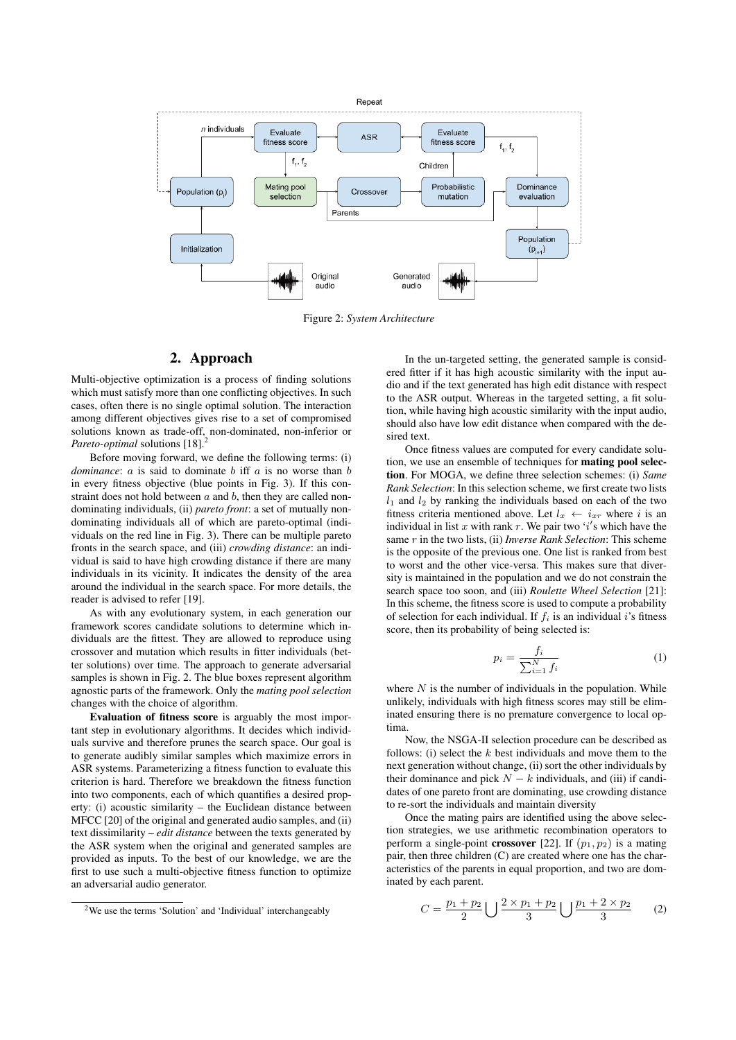Figure 2: *System Architecture*

## 2. Approach

Multi-objective optimization is a process of finding solutions which must satisfy more than one conflicting objectives. In such cases, often there is no single optimal solution. The interaction among different objectives gives rise to a set of compromised solutions known as trade-off, non-dominated, non-inferior or *Pareto-optimal* solutions [18].[2]

Before moving forward, we define the following terms: (i) *dominance*: $a$ is said to dominate $b$ iff $a$ is no worse than $b$ in every fitness objective (blue points in Fig. 3). If this constraint does not hold between $a$ and $b$, then they are called non-dominating individuals, (ii) *pareto front*: a set of mutually non-dominating individuals all of which are pareto-optimal (individuals on the red line in Fig. 3). There can be multiple pareto fronts in the search space, and (iii) *crowding distance*: an individual is said to have high crowding distance if there are many individuals in its vicinity. It indicates the density of the area around the individual in the search space. For more details, the reader is advised to refer [19].

As with any evolutionary system, in each generation our framework scores candidate solutions to determine which individuals are the fittest. They are allowed to reproduce using crossover and mutation which results in fitter individuals (better solutions) over time. The approach to generate adversarial samples is shown in Fig. 2. The blue boxes represent algorithm agnostic parts of the framework. Only the *mating pool selection* changes with the choice of algorithm.

**Evaluation of fitness score** is arguably the most important step in evolutionary algorithms. It decides which individuals survive and therefore prunes the search space. Our goal is to generate audibly similar samples which maximize errors in ASR systems. Parameterizing a fitness function to evaluate this criterion is hard. Therefore we breakdown the fitness function into two components, each of which quantifies a desired property: (i) acoustic similarity – the Euclidean distance between MFCC [20] of the original and generated audio samples, and (ii) text dissimilarity – *edit distance* between the texts generated by the ASR system when the original and generated samples are provided as inputs. To the best of our knowledge, we are the first to use such a multi-objective fitness function to optimize an adversarial audio generator.

In the un-targeted setting, the generated sample is considered fitter if it has high acoustic similarity with the input audio and if the text generated has high edit distance with respect to the ASR output. Whereas in the targeted setting, a fit solution, while having high acoustic similarity with the input audio, should also have low edit distance when compared with the desired text.

Once fitness values are computed for every candidate solution, we use an ensemble of techniques for **mating pool selection**. For MOGA, we define three selection schemes: (i) *Same Rank Selection*: In this selection scheme, we first create two lists $l_1$ and $l_2$ by ranking the individuals based on each of the two fitness criteria mentioned above. Let $l_x \leftarrow i_{xr}$ where $i$ is an individual in list $x$ with rank $r$. We pair two '$i'$s which have the same $r$ in the two lists, (ii) *Inverse Rank Selection*: This scheme is the opposite of the previous one. One list is ranked from best to worst and the other vice-versa. This makes sure that diversity is maintained in the population and we do not constrain the search space too soon, and (iii) *Roulette Wheel Selection* [21]: In this scheme, the fitness score is used to compute a probability of selection for each individual. If $f_i$ is an individual $i$'s fitness score, then its probability of being selected is:

$$p_i = \frac{f_i}{\sum_{i=1}^{N} f_i} \tag{1}$$

where $N$ is the number of individuals in the population. While unlikely, individuals with high fitness scores may still be eliminated ensuring there is no premature convergence to local optima.

Now, the NSGA-II selection procedure can be described as follows: (i) select the $k$ best individuals and move them to the next generation without change, (ii) sort the other individuals by their dominance and pick $N-k$ individuals, and (iii) if candidates of one pareto front are dominating, use crowding distance to re-sort the individuals and maintain diversity

Once the mating pairs are identified using the above selection strategies, we use arithmetic recombination operators to perform a single-point **crossover** [22]. If $(p_1, p_2)$ is a mating pair, then three children (C) are created where one has the characteristics of the parents in equal proportion, and two are dominated by each parent.

$$C = \frac{p_1 + p_2}{2} \bigcup \frac{2 \times p_1 + p_2}{3} \bigcup \frac{p_1 + 2 \times p_2}{3} \tag{2}$$

[2] We use the terms 'Solution' and 'Individual' interchangeably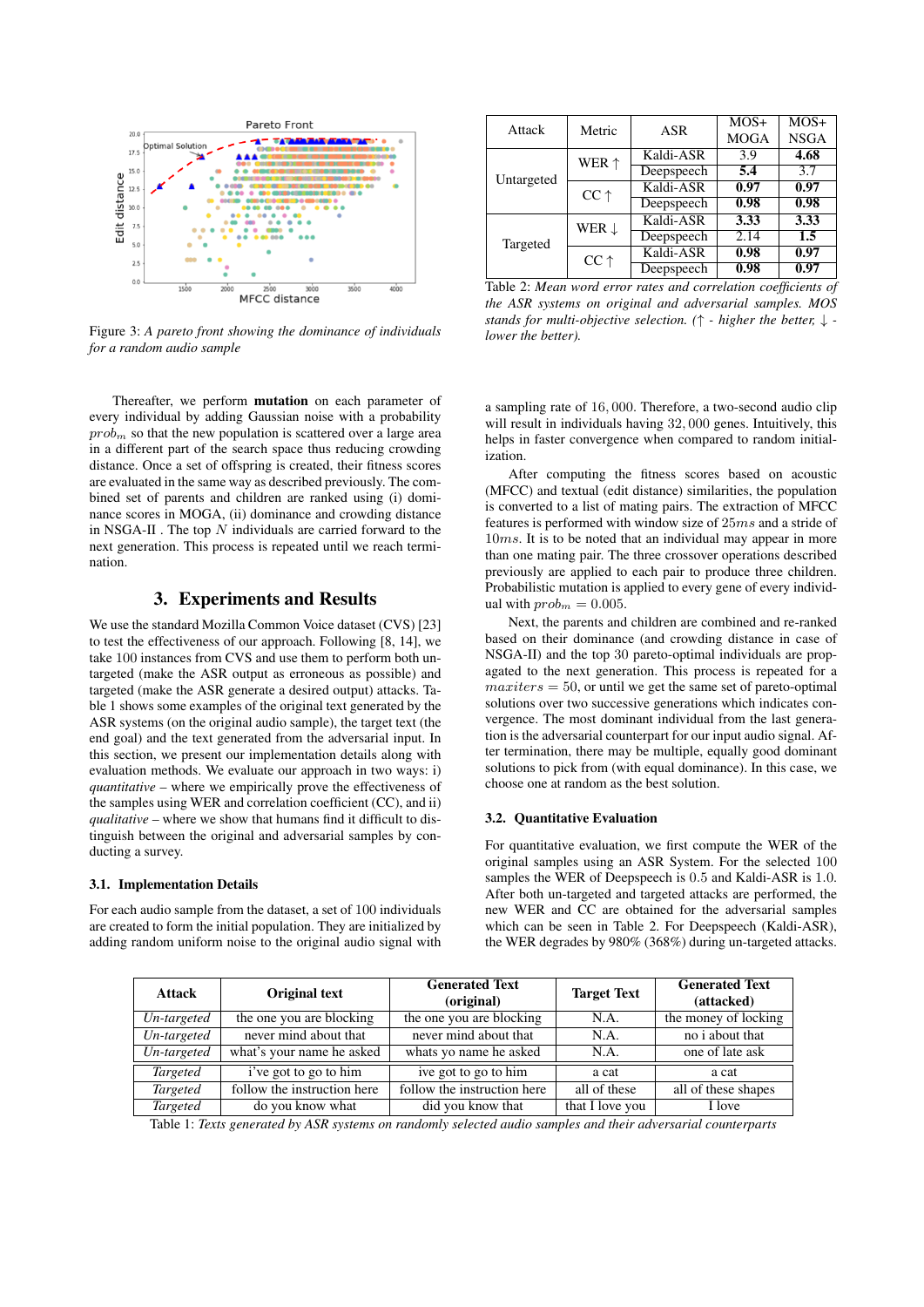Figure 3: *A pareto front showing the dominance of individuals for a random audio sample*

Thereafter, we perform **mutation** on each parameter of every individual by adding Gaussian noise with a probability $prob_m$ so that the new population is scattered over a large area in a different part of the search space thus reducing crowding distance. Once a set of offspring is created, their fitness scores are evaluated in the same way as described previously. The combined set of parents and children are ranked using (i) dominance scores in MOGA, (ii) dominance and crowding distance in NSGA-II . The top $N$ individuals are carried forward to the next generation. This process is repeated until we reach termination.

## 3. Experiments and Results

We use the standard Mozilla Common Voice dataset (CVS) [23] to test the effectiveness of our approach. Following [8, 14], we take 100 instances from CVS and use them to perform both untargeted (make the ASR output as erroneous as possible) and targeted (make the ASR generate a desired output) attacks. Table 1 shows some examples of the original text generated by the ASR systems (on the original audio sample), the target text (the end goal) and the text generated from the adversarial input. In this section, we present our implementation details along with evaluation methods. We evaluate our approach in two ways: i) *quantitative* – where we empirically prove the effectiveness of the samples using WER and correlation coefficient (CC), and ii) *qualitative* – where we show that humans find it difficult to distinguish between the original and adversarial samples by conducting a survey.

### 3.1. Implementation Details

For each audio sample from the dataset, a set of 100 individuals are created to form the initial population. They are initialized by adding random uniform noise to the original audio signal with a sampling rate of $16,000$. Therefore, a two-second audio clip will result in individuals having $32,000$ genes. Intuitively, this helps in faster convergence when compared to random initialization.

After computing the fitness scores based on acoustic (MFCC) and textual (edit distance) similarities, the population is converted to a list of mating pairs. The extraction of MFCC features is performed with window size of $25ms$ and a stride of $10ms$. It is to be noted that an individual may appear in more than one mating pair. The three crossover operations described previously are applied to each pair to produce three children. Probabilistic mutation is applied to every gene of every individual with $prob_m = 0.005$.

Next, the parents and children are combined and re-ranked based on their dominance (and crowding distance in case of NSGA-II) and the top 30 pareto-optimal individuals are propagated to the next generation. This process is repeated for a $maxiters = 50$, or until we get the same set of pareto-optimal solutions over two successive generations which indicates convergence. The most dominant individual from the last generation is the adversarial counterpart for our input audio signal. After termination, there may be multiple, equally good dominant solutions to pick from (with equal dominance). In this case, we choose one at random as the best solution.

### 3.2. Quantitative Evaluation

For quantitative evaluation, we first compute the WER of the original samples using an ASR System. For the selected 100 samples the WER of Deepspeech is 0.5 and Kaldi-ASR is 1.0. After both un-targeted and targeted attacks are performed, the new WER and CC are obtained for the adversarial samples which can be seen in Table 2. For Deepspeech (Kaldi-ASR), the WER degrades by 980% (368%) during un-targeted attacks.

| Attack | Metric | ASR | MOS+ MOGA | MOS+ NSGA |
|---|---|---|---|---|
| Untargeted | WER ↑ | Kaldi-ASR | 3.9 | **4.68** |
| | | Deepspeech | **5.4** | 3.7 |
| | CC ↑ | Kaldi-ASR | **0.97** | **0.97** |
| | | Deepspeech | **0.98** | **0.98** |
| Targeted | WER ↓ | Kaldi-ASR | **3.33** | **3.33** |
| | | Deepspeech | 2.14 | **1.5** |
| | CC ↑ | Kaldi-ASR | **0.98** | **0.97** |
| | | Deepspeech | **0.98** | **0.97** |

Table 2: *Mean word error rates and correlation coefficients of the ASR systems on original and adversarial samples. MOS stands for multi-objective selection. (↑ - higher the better, ↓ - lower the better).*

| Attack | Original text | Generated Text (original) | Target Text | Generated Text (attacked) |
|---|---|---|---|---|
| *Un-targeted* | the one you are blocking | the one you are blocking | N.A. | the money of locking |
| *Un-targeted* | never mind about that | never mind about that | N.A. | no i about that |
| *Un-targeted* | what's your name he asked | whats yo name he asked | N.A. | one of late ask |
| *Targeted* | i've got to go to him | ive got to go to him | a cat | a cat |
| *Targeted* | follow the instruction here | follow the instruction here | all of these | all of these shapes |
| *Targeted* | do you know what | did you know that | that I love you | I love |

Table 1: *Texts generated by ASR systems on randomly selected audio samples and their adversarial counterparts*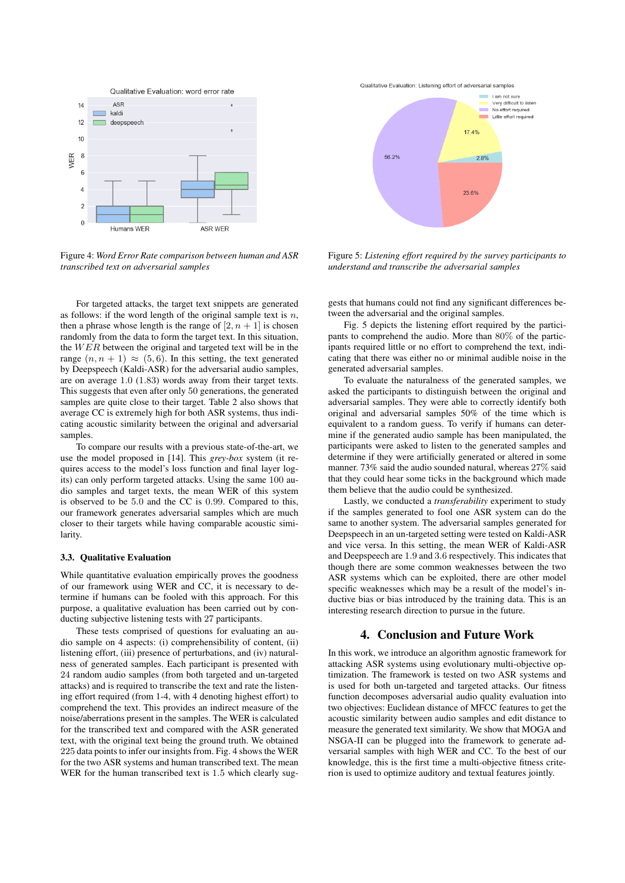Figure 4: *Word Error Rate comparison between human and ASR transcribed text on adversarial samples*

Figure 5: *Listening effort required by the survey participants to understand and transcribe the adversarial samples*

For targeted attacks, the target text snippets are generated as follows: if the word length of the original sample text is $n$, then a phrase whose length is the range of $[2, n+1]$ is chosen randomly from the data to form the target text. In this situation, the $WER$ between the original and targeted text will be in the range $(n, n+1) \approx (5, 6)$. In this setting, the text generated by Deepspeech (Kaldi-ASR) for the adversarial audio samples, are on average $1.0$ $(1.83)$ words away from their target texts. This suggests that even after only $50$ generations, the generated samples are quite close to their target. Table 2 also shows that average CC is extremely high for both ASR systems, thus indicating acoustic similarity between the original and adversarial samples.

To compare our results with a previous state-of-the-art, we use the model proposed in [14]. This *grey-box* system (it requires access to the model's loss function and final layer logits) can only perform targeted attacks. Using the same 100 audio samples and target texts, the mean WER of this system is observed to be $5.0$ and the CC is $0.99$. Compared to this, our framework generates adversarial samples which are much closer to their targets while having comparable acoustic similarity.

### 3.3. Qualitative Evaluation

While quantitative evaluation empirically proves the goodness of our framework using WER and CC, it is necessary to determine if humans can be fooled with this approach. For this purpose, a qualitative evaluation has been carried out by conducting subjective listening tests with 27 participants.

These tests comprised of questions for evaluating an audio sample on 4 aspects: (i) comprehensibility of content, (ii) listening effort, (iii) presence of perturbations, and (iv) naturalness of generated samples. Each participant is presented with 24 random audio samples (from both targeted and un-targeted attacks) and is required to transcribe the text and rate the listening effort required (from 1-4, with 4 denoting highest effort) to comprehend the text. This provides an indirect measure of the noise/aberrations present in the samples. The WER is calculated for the transcribed text and compared with the ASR generated text, with the original text being the ground truth. We obtained 225 data points to infer our insights from. Fig. 4 shows the WER for the two ASR systems and human transcribed text. The mean WER for the human transcribed text is $1.5$ which clearly suggests that humans could not find any significant differences between the adversarial and the original samples.

Fig. 5 depicts the listening effort required by the participants to comprehend the audio. More than $80\%$ of the participants required little or no effort to comprehend the text, indicating that there was either no or minimal audible noise in the generated adversarial samples.

To evaluate the naturalness of the generated samples, we asked the participants to distinguish between the original and adversarial samples. They were able to correctly identify both original and adversarial samples $50\%$ of the time which is equivalent to a random guess. To verify if humans can determine if the generated audio sample has been manipulated, the participants were asked to listen to the generated samples and determine if they were artificially generated or altered in some manner. $73\%$ said the audio sounded natural, whereas $27\%$ said that they could hear some ticks in the background which made them believe that the audio could be synthesized.

Lastly, we conducted a *transferability* experiment to study if the samples generated to fool one ASR system can do the same to another system. The adversarial samples generated for Deepspeech in an un-targeted setting were tested on Kaldi-ASR and vice versa. In this setting, the mean WER of Kaldi-ASR and Deepspeech are $1.9$ and $3.6$ respectively. This indicates that though there are some common weaknesses between the two ASR systems which can be exploited, there are other model specific weaknesses which may be a result of the model's inductive bias or bias introduced by the training data. This is an interesting research direction to pursue in the future.

## 4. Conclusion and Future Work

In this work, we introduce an algorithm agnostic framework for attacking ASR systems using evolutionary multi-objective optimization. The framework is tested on two ASR systems and is used for both un-targeted and targeted attacks. Our fitness function decomposes adversarial audio quality evaluation into two objectives: Euclidean distance of MFCC features to get the acoustic similarity between audio samples and edit distance to measure the generated text similarity. We show that MOGA and NSGA-II can be plugged into the framework to generate adversarial samples with high WER and CC. To the best of our knowledge, this is the first time a multi-objective fitness criterion is used to optimize auditory and textual features jointly.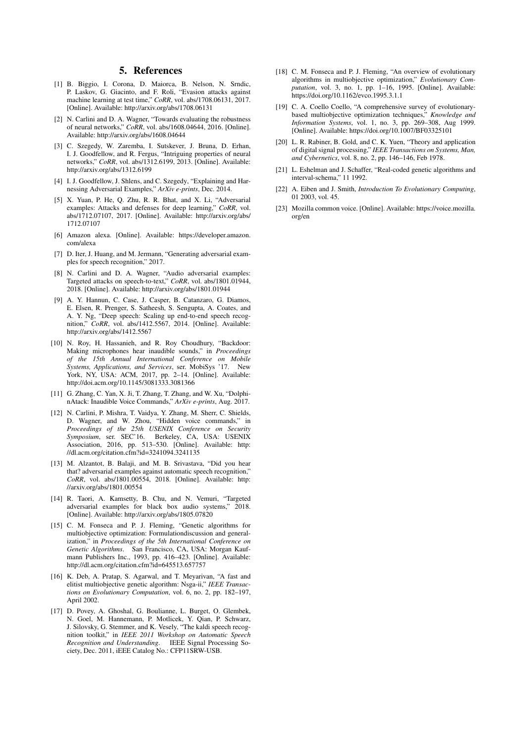## 5. References

[1] B. Biggio, I. Corona, D. Maiorca, B. Nelson, N. Srndic, P. Laskov, G. Giacinto, and F. Roli, "Evasion attacks against machine learning at test time," *CoRR*, vol. abs/1708.06131, 2017. [Online]. Available: http://arxiv.org/abs/1708.06131

[2] N. Carlini and D. A. Wagner, "Towards evaluating the robustness of neural networks," *CoRR*, vol. abs/1608.04644, 2016. [Online]. Available: http://arxiv.org/abs/1608.04644

[3] C. Szegedy, W. Zaremba, I. Sutskever, J. Bruna, D. Erhan, I. J. Goodfellow, and R. Fergus, "Intriguing properties of neural networks," *CoRR*, vol. abs/1312.6199, 2013. [Online]. Available: http://arxiv.org/abs/1312.6199

[4] I. J. Goodfellow, J. Shlens, and C. Szegedy, "Explaining and Harnessing Adversarial Examples," *ArXiv e-prints*, Dec. 2014.

[5] X. Yuan, P. He, Q. Zhu, R. R. Bhat, and X. Li, "Adversarial examples: Attacks and defenses for deep learning," *CoRR*, vol. abs/1712.07107, 2017. [Online]. Available: http://arxiv.org/abs/1712.07107

[6] Amazon alexa. [Online]. Available: https://developer.amazon.com/alexa

[7] D. Iter, J. Huang, and M. Jermann, "Generating adversarial examples for speech recognition," 2017.

[8] N. Carlini and D. A. Wagner, "Audio adversarial examples: Targeted attacks on speech-to-text," *CoRR*, vol. abs/1801.01944, 2018. [Online]. Available: http://arxiv.org/abs/1801.01944

[9] A. Y. Hannun, C. Case, J. Casper, B. Catanzaro, G. Diamos, E. Elsen, R. Prenger, S. Satheesh, S. Sengupta, A. Coates, and A. Y. Ng, "Deep speech: Scaling up end-to-end speech recognition," *CoRR*, vol. abs/1412.5567, 2014. [Online]. Available: http://arxiv.org/abs/1412.5567

[10] N. Roy, H. Hassanieh, and R. Roy Choudhury, "Backdoor: Making microphones hear inaudible sounds," in *Proceedings of the 15th Annual International Conference on Mobile Systems, Applications, and Services*, ser. MobiSys '17. New York, NY, USA: ACM, 2017, pp. 2–14. [Online]. Available: http://doi.acm.org/10.1145/3081333.3081366

[11] G. Zhang, C. Yan, X. Ji, T. Zhang, T. Zhang, and W. Xu, "DolphinAtack: Inaudible Voice Commands," *ArXiv e-prints*, Aug. 2017.

[12] N. Carlini, P. Mishra, T. Vaidya, Y. Zhang, M. Sherr, C. Shields, D. Wagner, and W. Zhou, "Hidden voice commands," in *Proceedings of the 25th USENIX Conference on Security Symposium*, ser. SEC'16. Berkeley, CA, USA: USENIX Association, 2016, pp. 513–530. [Online]. Available: http://dl.acm.org/citation.cfm?id=3241094.3241135

[13] M. Alzantot, B. Balaji, and M. B. Srivastava, "Did you hear that? adversarial examples against automatic speech recognition," *CoRR*, vol. abs/1801.00554, 2018. [Online]. Available: http://arxiv.org/abs/1801.00554

[14] R. Taori, A. Kamsetty, B. Chu, and N. Vemuri, "Targeted adversarial examples for black box audio systems," 2018. [Online]. Available: http://arxiv.org/abs/1805.07820

[15] C. M. Fonseca and P. J. Fleming, "Genetic algorithms for multiobjective optimization: Formulationdiscussion and generalization," in *Proceedings of the 5th International Conference on Genetic Algorithms*. San Francisco, CA, USA: Morgan Kaufmann Publishers Inc., 1993, pp. 416–423. [Online]. Available: http://dl.acm.org/citation.cfm?id=645513.657757

[16] K. Deb, A. Pratap, S. Agarwal, and T. Meyarivan, "A fast and elitist multiobjective genetic algorithm: Nsga-ii," *IEEE Transactions on Evolutionary Computation*, vol. 6, no. 2, pp. 182–197, April 2002.

[17] D. Povey, A. Ghoshal, G. Boulianne, L. Burget, O. Glembek, N. Goel, M. Hannemann, P. Motlicek, Y. Qian, P. Schwarz, J. Silovsky, G. Stemmer, and K. Vesely, "The kaldi speech recognition toolkit," in *IEEE 2011 Workshop on Automatic Speech Recognition and Understanding*. IEEE Signal Processing Society, Dec. 2011, iEEE Catalog No.: CFP11SRW-USB.

[18] C. M. Fonseca and P. J. Fleming, "An overview of evolutionary algorithms in multiobjective optimization," *Evolutionary Computation*, vol. 3, no. 1, pp. 1–16, 1995. [Online]. Available: https://doi.org/10.1162/evco.1995.3.1.1

[19] C. A. Coello Coello, "A comprehensive survey of evolutionary-based multiobjective optimization techniques," *Knowledge and Information Systems*, vol. 1, no. 3, pp. 269–308, Aug 1999. [Online]. Available: https://doi.org/10.1007/BF03325101

[20] L. R. Rabiner, B. Gold, and C. K. Yuen, "Theory and application of digital signal processing," *IEEE Transactions on Systems, Man, and Cybernetics*, vol. 8, no. 2, pp. 146–146, Feb 1978.

[21] L. Eshelman and J. Schaffer, "Real-coded genetic algorithms and interval-schema," 11 1992.

[22] A. Eiben and J. Smith, *Introduction To Evolutionary Computing*, 01 2003, vol. 45.

[23] Mozilla common voice. [Online]. Available: https://voice.mozilla.org/en